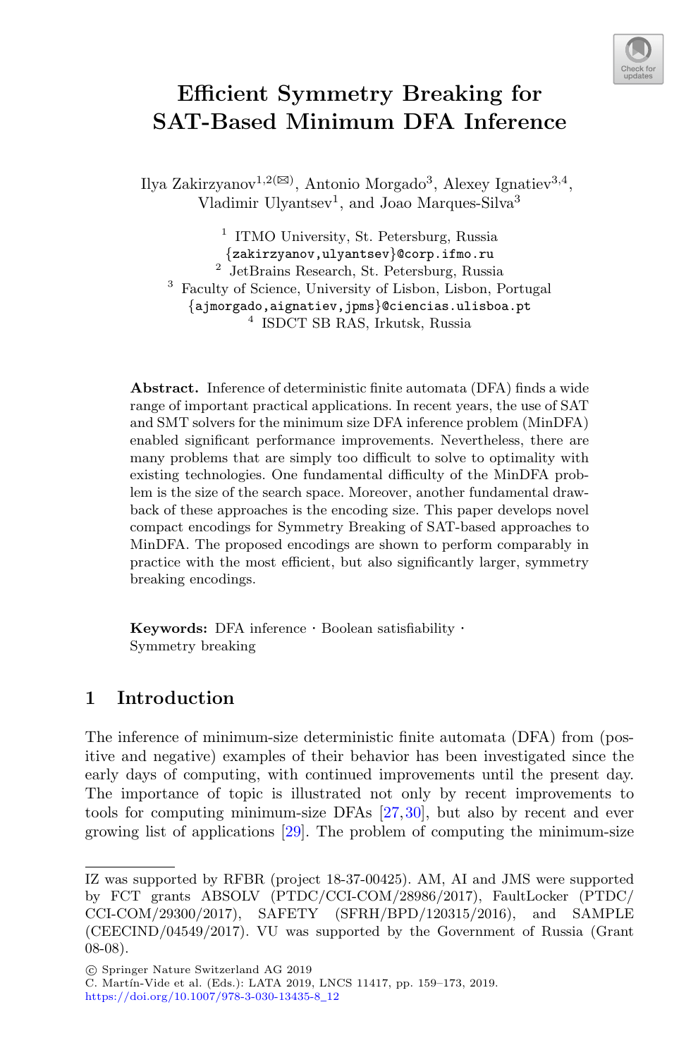# Efficient Symmetry Breaking for SAT-Based Minimum DFA Inference

Ilya Zakirzyanov[1,2](✉), Antonio Morgado[3], Alexey Ignatiev[3,4], Vladimir Ulyantsev[1], and Joao Marques-Silva[3]

[1] ITMO University, St. Petersburg, Russia
{zakirzyanov,ulyantsev}@corp.ifmo.ru
[2] JetBrains Research, St. Petersburg, Russia
[3] Faculty of Science, University of Lisbon, Lisbon, Portugal
{ajmorgado,aignatiev,jpms}@ciencias.ulisboa.pt
[4] ISDCT SB RAS, Irkutsk, Russia

**Abstract.** Inference of deterministic finite automata (DFA) finds a wide range of important practical applications. In recent years, the use of SAT and SMT solvers for the minimum size DFA inference problem (MinDFA) enabled significant performance improvements. Nevertheless, there are many problems that are simply too difficult to solve to optimality with existing technologies. One fundamental difficulty of the MinDFA problem is the size of the search space. Moreover, another fundamental drawback of these approaches is the encoding size. This paper develops novel compact encodings for Symmetry Breaking of SAT-based approaches to MinDFA. The proposed encodings are shown to perform comparably in practice with the most efficient, but also significantly larger, symmetry breaking encodings.

**Keywords:** DFA inference · Boolean satisfiability · Symmetry breaking

## 1 Introduction

The inference of minimum-size deterministic finite automata (DFA) from (positive and negative) examples of their behavior has been investigated since the early days of computing, with continued improvements until the present day. The importance of topic is illustrated not only by recent improvements to tools for computing minimum-size DFAs [27,30], but also by recent and ever growing list of applications [29]. The problem of computing the minimum-size

---

IZ was supported by RFBR (project 18-37-00425). AM, AI and JMS were supported by FCT grants ABSOLV (PTDC/CCI-COM/28986/2017), FaultLocker (PTDC/CCI-COM/29300/2017), SAFETY (SFRH/BPD/120315/2016), and SAMPLE (CEECIND/04549/2017). VU was supported by the Government of Russia (Grant 08-08).

© Springer Nature Switzerland AG 2019
C. Martín-Vide et al. (Eds.): LATA 2019, LNCS 11417, pp. 159–173, 2019.
https://doi.org/10.1007/978-3-030-13435-8_12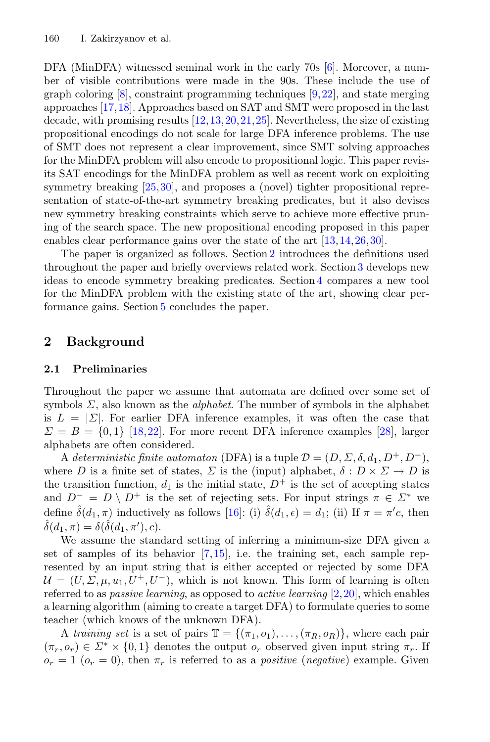DFA (MinDFA) witnessed seminal work in the early 70s [6]. Moreover, a number of visible contributions were made in the 90s. These include the use of graph coloring [8], constraint programming techniques [9,22], and state merging approaches [17,18]. Approaches based on SAT and SMT were proposed in the last decade, with promising results [12,13,20,21,25]. Nevertheless, the size of existing propositional encodings do not scale for large DFA inference problems. The use of SMT does not represent a clear improvement, since SMT solving approaches for the MinDFA problem will also encode to propositional logic. This paper revisits SAT encodings for the MinDFA problem as well as recent work on exploiting symmetry breaking [25,30], and proposes a (novel) tighter propositional representation of state-of-the-art symmetry breaking predicates, but it also devises new symmetry breaking constraints which serve to achieve more effective pruning of the search space. The new propositional encoding proposed in this paper enables clear performance gains over the state of the art [13,14,26,30].

The paper is organized as follows. Section 2 introduces the definitions used throughout the paper and briefly overviews related work. Section 3 develops new ideas to encode symmetry breaking predicates. Section 4 compares a new tool for the MinDFA problem with the existing state of the art, showing clear performance gains. Section 5 concludes the paper.

## 2 Background

### 2.1 Preliminaries

Throughout the paper we assume that automata are defined over some set of symbols $\Sigma$, also known as the *alphabet*. The number of symbols in the alphabet is $L = |\Sigma|$. For earlier DFA inference examples, it was often the case that $\Sigma = B = \{0, 1\}$ [18,22]. For more recent DFA inference examples [28], larger alphabets are often considered.

A *deterministic finite automaton* (DFA) is a tuple $\mathcal{D} = (D, \Sigma, \delta, d_1, D^+, D^-)$, where $D$ is a finite set of states, $\Sigma$ is the (input) alphabet, $\delta : D \times \Sigma \to D$ is the transition function, $d_1$ is the initial state, $D^+$ is the set of accepting states and $D^- = D \setminus D^+$ is the set of rejecting sets. For input strings $\pi \in \Sigma^*$ we define $\hat{\delta}(d_1, \pi)$ inductively as follows [16]: (i) $\hat{\delta}(d_1, \epsilon) = d_1$; (ii) If $\pi = \pi' c$, then $\hat{\delta}(d_1, \pi) = \delta(\hat{\delta}(d_1, \pi'), c)$.

We assume the standard setting of inferring a minimum-size DFA given a set of samples of its behavior [7,15], i.e. the training set, each sample represented by an input string that is either accepted or rejected by some DFA $\mathcal{U} = (U, \Sigma, \mu, u_1, U^+, U^-)$, which is not known. This form of learning is often referred to as *passive learning*, as opposed to *active learning* [2,20], which enables a learning algorithm (aiming to create a target DFA) to formulate queries to some teacher (which knows of the unknown DFA).

A *training set* is a set of pairs $\mathbb{T} = \{(\pi_1, o_1), \ldots, (\pi_R, o_R)\}$, where each pair $(\pi_r, o_r) \in \Sigma^* \times \{0, 1\}$ denotes the output $o_r$ observed given input string $\pi_r$. If $o_r = 1$ ($o_r = 0$), then $\pi_r$ is referred to as a *positive* (*negative*) example. Given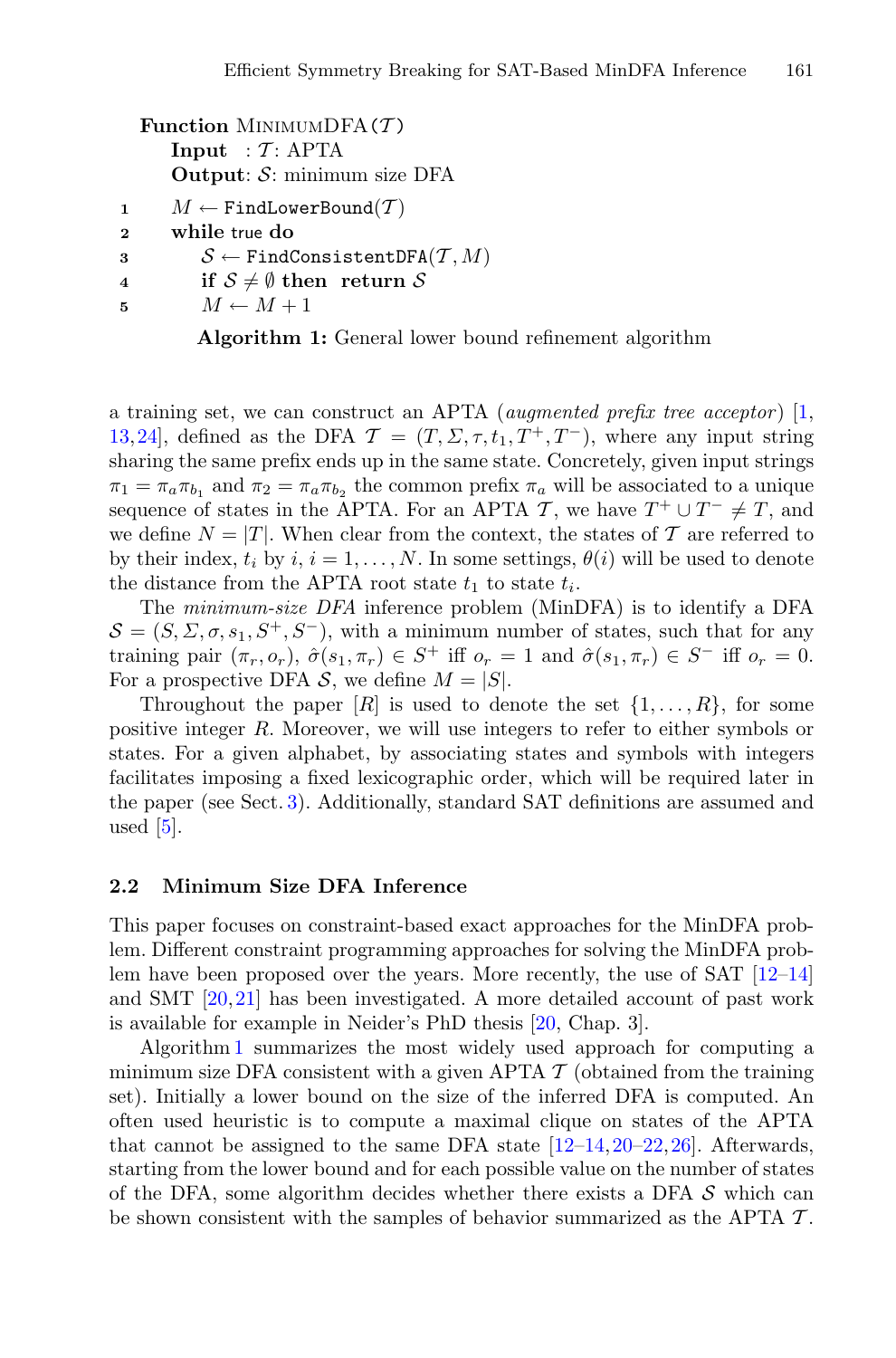```
Function MinimumDFA(𝒯)
    Input  : 𝒯: APTA
    Output: 𝒮: minimum size DFA
1   M ← FindLowerBound(𝒯)
2   while true do
3       𝒮 ← FindConsistentDFA(𝒯, M)
4       if 𝒮 ≠ ∅ then return 𝒮
5       M ← M + 1
```

**Algorithm 1:** General lower bound refinement algorithm

a training set, we can construct an APTA (*augmented prefix tree acceptor*) [1, 13,24], defined as the DFA $\mathcal{T} = (T, \Sigma, \tau, t_1, T^+, T^-)$, where any input string sharing the same prefix ends up in the same state. Concretely, given input strings $\pi_1 = \pi_a \pi_{b_1}$ and $\pi_2 = \pi_a \pi_{b_2}$ the common prefix $\pi_a$ will be associated to a unique sequence of states in the APTA. For an APTA $\mathcal{T}$, we have $T^+ \cup T^- \neq T$, and we define $N = |T|$. When clear from the context, the states of $\mathcal{T}$ are referred to by their index, $t_i$ by $i$, $i = 1, \ldots, N$. In some settings, $\theta(i)$ will be used to denote the distance from the APTA root state $t_1$ to state $t_i$.

The *minimum-size DFA* inference problem (MinDFA) is to identify a DFA $\mathcal{S} = (S, \Sigma, \sigma, s_1, S^+, S^-)$, with a minimum number of states, such that for any training pair $(\pi_r, o_r)$, $\hat{\sigma}(s_1, \pi_r) \in S^+$ iff $o_r = 1$ and $\hat{\sigma}(s_1, \pi_r) \in S^-$ iff $o_r = 0$. For a prospective DFA $\mathcal{S}$, we define $M = |S|$.

Throughout the paper $[R]$ is used to denote the set $\{1, \ldots, R\}$, for some positive integer $R$. Moreover, we will use integers to refer to either symbols or states. For a given alphabet, by associating states and symbols with integers facilitates imposing a fixed lexicographic order, which will be required later in the paper (see Sect. 3). Additionally, standard SAT definitions are assumed and used [5].

### 2.2 Minimum Size DFA Inference

This paper focuses on constraint-based exact approaches for the MinDFA problem. Different constraint programming approaches for solving the MinDFA problem have been proposed over the years. More recently, the use of SAT [12–14] and SMT [20,21] has been investigated. A more detailed account of past work is available for example in Neider's PhD thesis [20, Chap. 3].

Algorithm 1 summarizes the most widely used approach for computing a minimum size DFA consistent with a given APTA $\mathcal{T}$ (obtained from the training set). Initially a lower bound on the size of the inferred DFA is computed. An often used heuristic is to compute a maximal clique on states of the APTA that cannot be assigned to the same DFA state [12–14,20–22,26]. Afterwards, starting from the lower bound and for each possible value on the number of states of the DFA, some algorithm decides whether there exists a DFA $\mathcal{S}$ which can be shown consistent with the samples of behavior summarized as the APTA $\mathcal{T}$.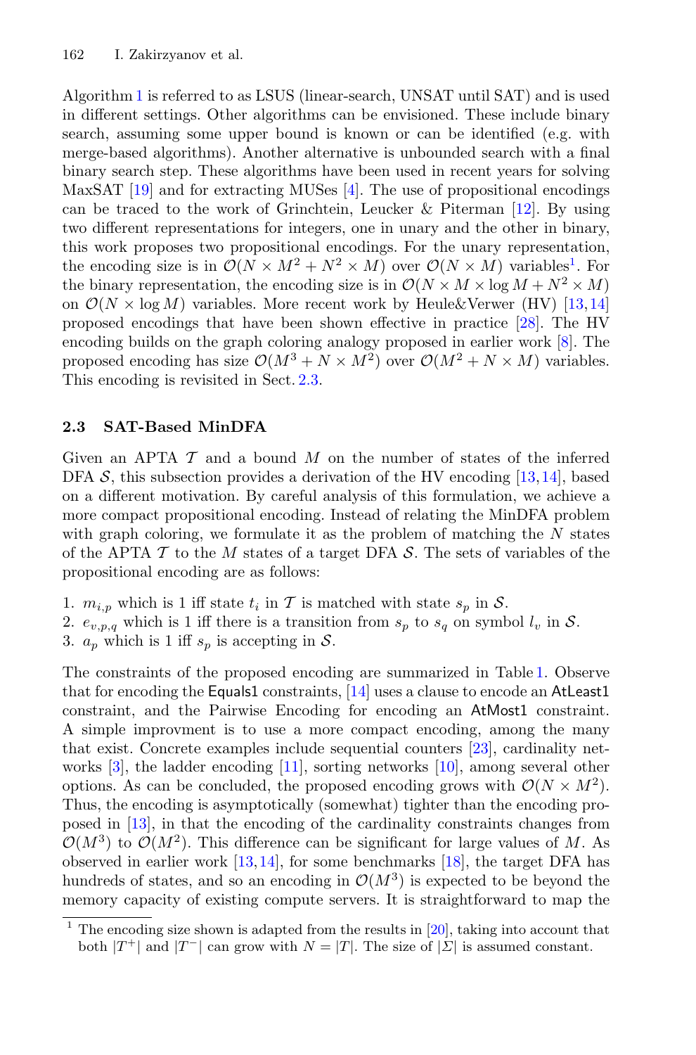Algorithm 1 is referred to as LSUS (linear-search, UNSAT until SAT) and is used in different settings. Other algorithms can be envisioned. These include binary search, assuming some upper bound is known or can be identified (e.g. with merge-based algorithms). Another alternative is unbounded search with a final binary search step. These algorithms have been used in recent years for solving MaxSAT [19] and for extracting MUSes [4]. The use of propositional encodings can be traced to the work of Grinchtein, Leucker & Piterman [12]. By using two different representations for integers, one in unary and the other in binary, this work proposes two propositional encodings. For the unary representation, the encoding size is in $\mathcal{O}(N \times M^2 + N^2 \times M)$ over $\mathcal{O}(N \times M)$ variables[1]. For the binary representation, the encoding size is in $\mathcal{O}(N \times M \times \log M + N^2 \times M)$ on $\mathcal{O}(N \times \log M)$ variables. More recent work by Heule&Verwer (HV) [13,14] proposed encodings that have been shown effective in practice [28]. The HV encoding builds on the graph coloring analogy proposed in earlier work [8]. The proposed encoding has size $\mathcal{O}(M^3 + N \times M^2)$ over $\mathcal{O}(M^2 + N \times M)$ variables. This encoding is revisited in Sect. 2.3.

### 2.3 SAT-Based MinDFA

Given an APTA $\mathcal{T}$ and a bound $M$ on the number of states of the inferred DFA $\mathcal{S}$, this subsection provides a derivation of the HV encoding [13,14], based on a different motivation. By careful analysis of this formulation, we achieve a more compact propositional encoding. Instead of relating the MinDFA problem with graph coloring, we formulate it as the problem of matching the $N$ states of the APTA $\mathcal{T}$ to the $M$ states of a target DFA $\mathcal{S}$. The sets of variables of the propositional encoding are as follows:

1. $m_{i,p}$ which is 1 iff state $t_i$ in $\mathcal{T}$ is matched with state $s_p$ in $\mathcal{S}$.
2. $e_{v,p,q}$ which is 1 iff there is a transition from $s_p$ to $s_q$ on symbol $l_v$ in $\mathcal{S}$.
3. $a_p$ which is 1 iff $s_p$ is accepting in $\mathcal{S}$.

The constraints of the proposed encoding are summarized in Table 1. Observe that for encoding the Equals1 constraints, [14] uses a clause to encode an AtLeast1 constraint, and the Pairwise Encoding for encoding an AtMost1 constraint. A simple improvment is to use a more compact encoding, among the many that exist. Concrete examples include sequential counters [23], cardinality networks [3], the ladder encoding [11], sorting networks [10], among several other options. As can be concluded, the proposed encoding grows with $\mathcal{O}(N \times M^2)$. Thus, the encoding is asymptotically (somewhat) tighter than the encoding proposed in [13], in that the encoding of the cardinality constraints changes from $\mathcal{O}(M^3)$ to $\mathcal{O}(M^2)$. This difference can be significant for large values of $M$. As observed in earlier work [13,14], for some benchmarks [18], the target DFA has hundreds of states, and so an encoding in $\mathcal{O}(M^3)$ is expected to be beyond the memory capacity of existing compute servers. It is straightforward to map the

[1] The encoding size shown is adapted from the results in [20], taking into account that both $|T^+|$ and $|T^-|$ can grow with $N = |T|$. The size of $|\Sigma|$ is assumed constant.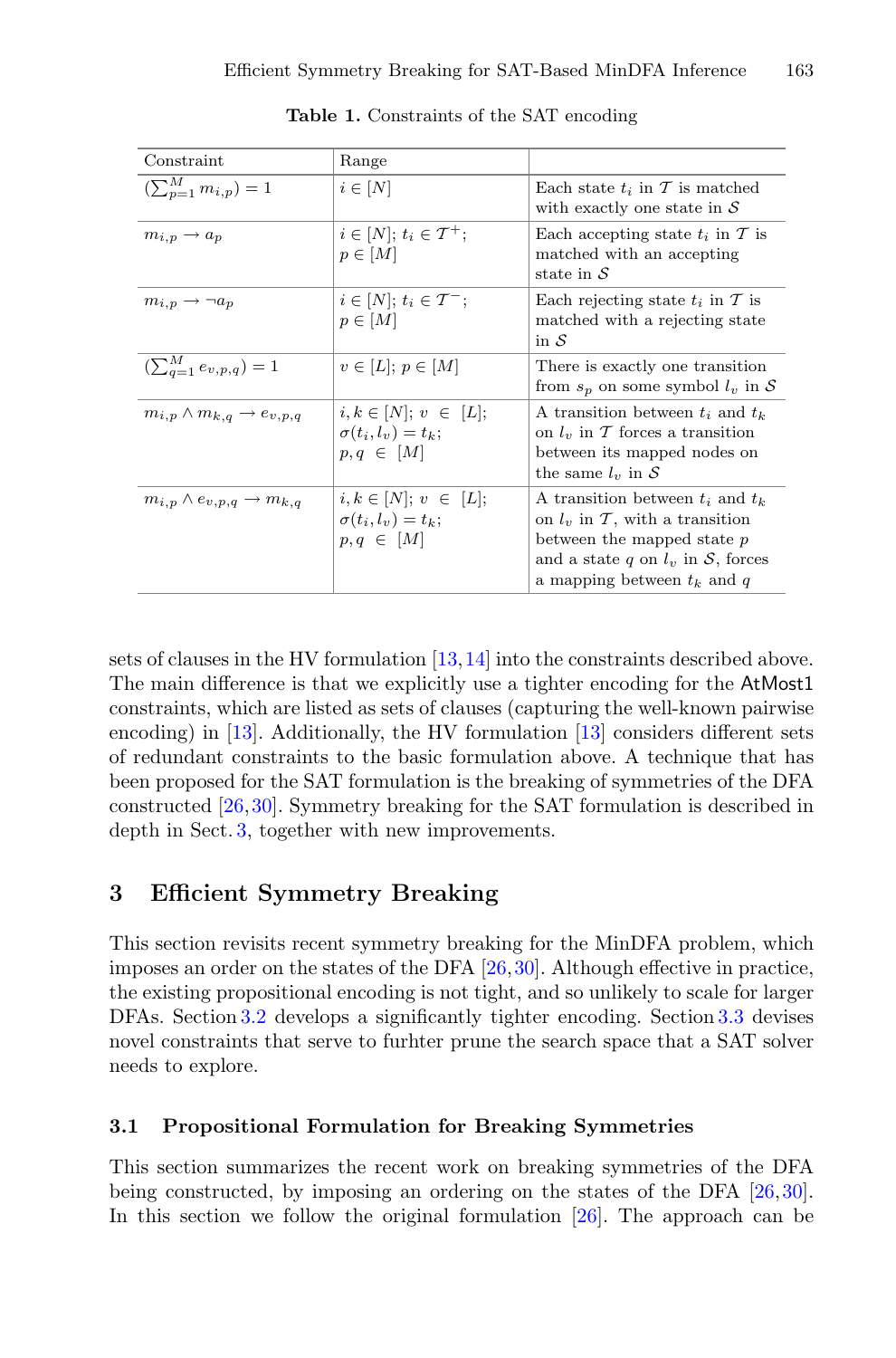**Table 1.** Constraints of the SAT encoding

| Constraint | Range | |
|---|---|---|
| $(\sum_{p=1}^{M} m_{i,p}) = 1$ | $i \in [N]$ | Each state $t_i$ in $\mathcal{T}$ is matched with exactly one state in $\mathcal{S}$ |
| $m_{i,p} \rightarrow a_p$ | $i \in [N]$; $t_i \in \mathcal{T}^+$; $p \in [M]$ | Each accepting state $t_i$ in $\mathcal{T}$ is matched with an accepting state in $\mathcal{S}$ |
| $m_{i,p} \rightarrow \neg a_p$ | $i \in [N]$; $t_i \in \mathcal{T}^-$; $p \in [M]$ | Each rejecting state $t_i$ in $\mathcal{T}$ is matched with a rejecting state in $\mathcal{S}$ |
| $(\sum_{q=1}^{M} e_{v,p,q}) = 1$ | $v \in [L]$; $p \in [M]$ | There is exactly one transition from $s_p$ on some symbol $l_v$ in $\mathcal{S}$ |
| $m_{i,p} \wedge m_{k,q} \rightarrow e_{v,p,q}$ | $i, k \in [N]$; $v \in [L]$; $\sigma(t_i, l_v) = t_k$; $p, q \in [M]$ | A transition between $t_i$ and $t_k$ on $l_v$ in $\mathcal{T}$ forces a transition between its mapped nodes on the same $l_v$ in $\mathcal{S}$ |
| $m_{i,p} \wedge e_{v,p,q} \rightarrow m_{k,q}$ | $i, k \in [N]$; $v \in [L]$; $\sigma(t_i, l_v) = t_k$; $p, q \in [M]$ | A transition between $t_i$ and $t_k$ on $l_v$ in $\mathcal{T}$, with a transition between the mapped state $p$ and a state $q$ on $l_v$ in $\mathcal{S}$, forces a mapping between $t_k$ and $q$ |

sets of clauses in the HV formulation [13,14] into the constraints described above. The main difference is that we explicitly use a tighter encoding for the AtMost1 constraints, which are listed as sets of clauses (capturing the well-known pairwise encoding) in [13]. Additionally, the HV formulation [13] considers different sets of redundant constraints to the basic formulation above. A technique that has been proposed for the SAT formulation is the breaking of symmetries of the DFA constructed [26,30]. Symmetry breaking for the SAT formulation is described in depth in Sect. 3, together with new improvements.

## 3 Efficient Symmetry Breaking

This section revisits recent symmetry breaking for the MinDFA problem, which imposes an order on the states of the DFA [26,30]. Although effective in practice, the existing propositional encoding is not tight, and so unlikely to scale for larger DFAs. Section 3.2 develops a significantly tighter encoding. Section 3.3 devises novel constraints that serve to furhter prune the search space that a SAT solver needs to explore.

### 3.1 Propositional Formulation for Breaking Symmetries

This section summarizes the recent work on breaking symmetries of the DFA being constructed, by imposing an ordering on the states of the DFA [26,30]. In this section we follow the original formulation [26]. The approach can be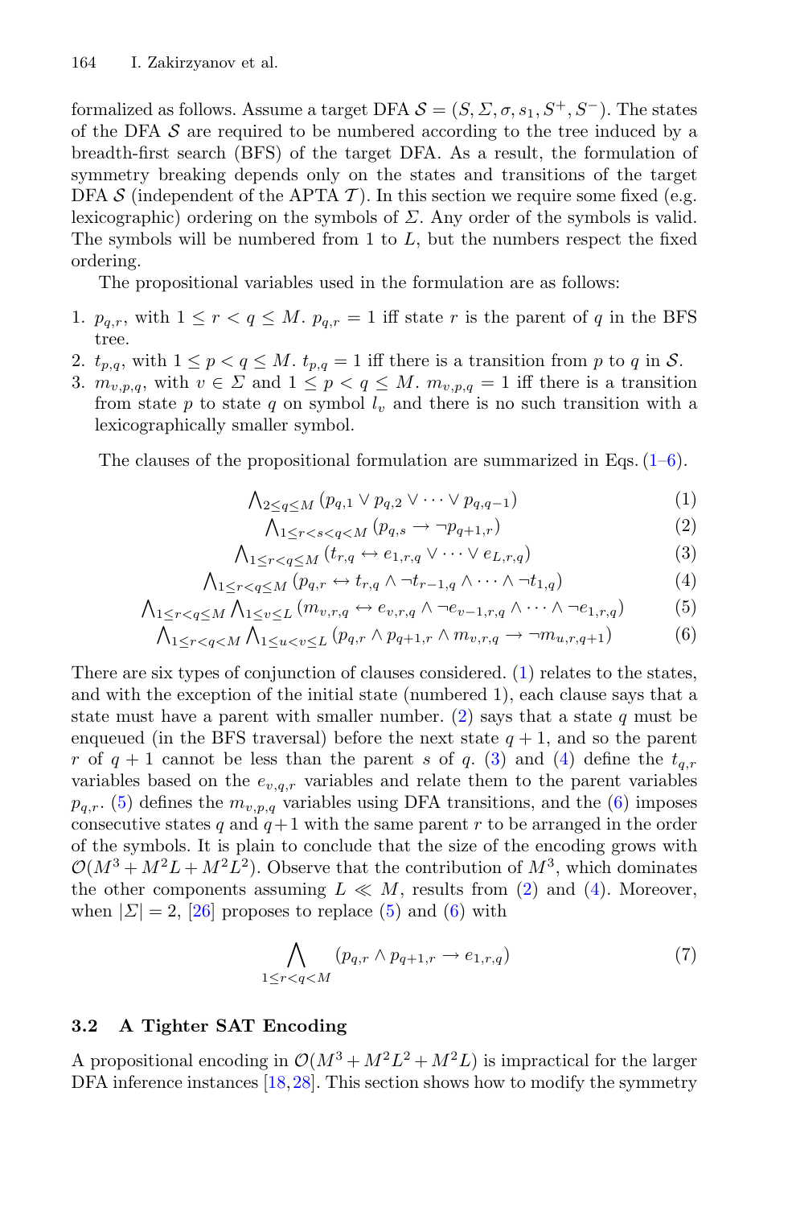formalized as follows. Assume a target DFA $\mathcal{S} = (S, \Sigma, \sigma, s_1, S^+, S^-)$. The states of the DFA $\mathcal{S}$ are required to be numbered according to the tree induced by a breadth-first search (BFS) of the target DFA. As a result, the formulation of symmetry breaking depends only on the states and transitions of the target DFA $\mathcal{S}$ (independent of the APTA $\mathcal{T}$). In this section we require some fixed (e.g. lexicographic) ordering on the symbols of $\Sigma$. Any order of the symbols is valid. The symbols will be numbered from 1 to $L$, but the numbers respect the fixed ordering.

The propositional variables used in the formulation are as follows:

1. $p_{q,r}$, with $1 \leq r < q \leq M$. $p_{q,r} = 1$ iff state $r$ is the parent of $q$ in the BFS tree.
2. $t_{p,q}$, with $1 \leq p < q \leq M$. $t_{p,q} = 1$ iff there is a transition from $p$ to $q$ in $\mathcal{S}$.
3. $m_{v,p,q}$, with $v \in \Sigma$ and $1 \leq p < q \leq M$. $m_{v,p,q} = 1$ iff there is a transition from state $p$ to state $q$ on symbol $l_v$ and there is no such transition with a lexicographically smaller symbol.

The clauses of the propositional formulation are summarized in Eqs. (1–6).

$$\bigwedge\nolimits_{2 \leq q \leq M} (p_{q,1} \vee p_{q,2} \vee \cdots \vee p_{q,q-1}) \tag{1}$$

$$\bigwedge\nolimits_{1 \leq r < s < q < M} (p_{q,s} \rightarrow \neg p_{q+1,r}) \tag{2}$$

$$\bigwedge\nolimits_{1 \leq r < q \leq M} (t_{r,q} \leftrightarrow e_{1,r,q} \vee \cdots \vee e_{L,r,q}) \tag{3}$$

$$\bigwedge\nolimits_{1 \leq r < q \leq M} (p_{q,r} \leftrightarrow t_{r,q} \wedge \neg t_{r-1,q} \wedge \cdots \wedge \neg t_{1,q}) \tag{4}$$

$$\bigwedge\nolimits_{1 \leq r < q \leq M} \bigwedge\nolimits_{1 \leq v \leq L} (m_{v,r,q} \leftrightarrow e_{v,r,q} \wedge \neg e_{v-1,r,q} \wedge \cdots \wedge \neg e_{1,r,q}) \tag{5}$$

$$\bigwedge\nolimits_{1 \leq r < q < M} \bigwedge\nolimits_{1 \leq u < v \leq L} (p_{q,r} \wedge p_{q+1,r} \wedge m_{v,r,q} \rightarrow \neg m_{u,r,q+1}) \tag{6}$$

There are six types of conjunction of clauses considered. (1) relates to the states, and with the exception of the initial state (numbered 1), each clause says that a state must have a parent with smaller number. (2) says that a state $q$ must be enqueued (in the BFS traversal) before the next state $q+1$, and so the parent $r$ of $q+1$ cannot be less than the parent $s$ of $q$. (3) and (4) define the $t_{q,r}$ variables based on the $e_{v,q,r}$ variables and relate them to the parent variables $p_{q,r}$. (5) defines the $m_{v,p,q}$ variables using DFA transitions, and the (6) imposes consecutive states $q$ and $q+1$ with the same parent $r$ to be arranged in the order of the symbols. It is plain to conclude that the size of the encoding grows with $\mathcal{O}(M^3 + M^2L + M^2L^2)$. Observe that the contribution of $M^3$, which dominates the other components assuming $L \ll M$, results from (2) and (4). Moreover, when $|\Sigma| = 2$, [26] proposes to replace (5) and (6) with

$$\bigwedge_{1 \leq r < q < M} (p_{q,r} \wedge p_{q+1,r} \rightarrow e_{1,r,q}) \tag{7}$$

### 3.2 A Tighter SAT Encoding

A propositional encoding in $\mathcal{O}(M^3 + M^2L^2 + M^2L)$ is impractical for the larger DFA inference instances [18,28]. This section shows how to modify the symmetry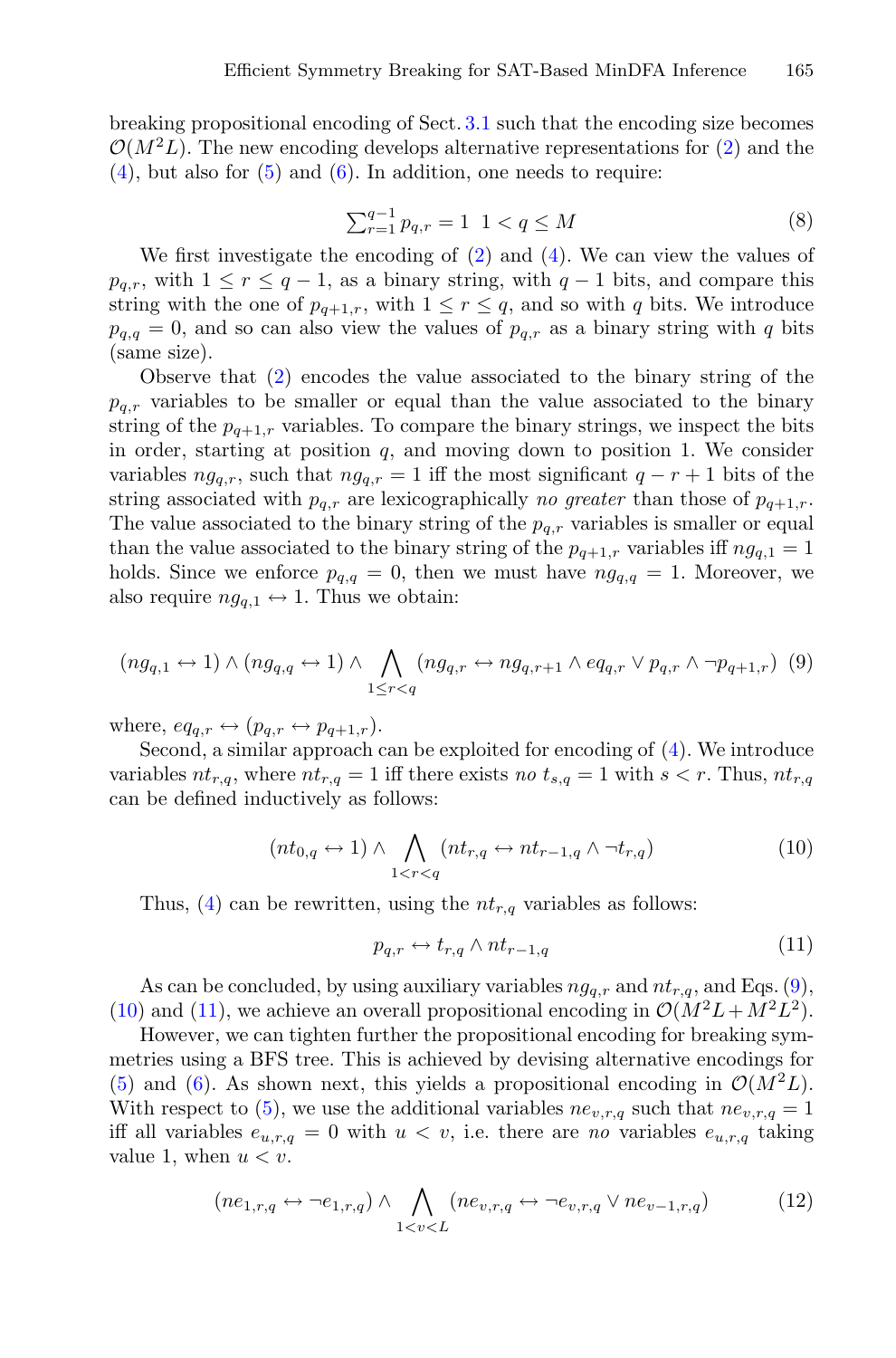breaking propositional encoding of Sect. 3.1 such that the encoding size becomes $\mathcal{O}(M^2L)$. The new encoding develops alternative representations for (2) and the (4), but also for (5) and (6). In addition, one needs to require:

$$\textstyle\sum_{r=1}^{q-1} p_{q,r} = 1 \;\; 1 < q \leq M \tag{8}$$

We first investigate the encoding of (2) and (4). We can view the values of $p_{q,r}$, with $1 \leq r \leq q-1$, as a binary string, with $q-1$ bits, and compare this string with the one of $p_{q+1,r}$, with $1 \leq r \leq q$, and so with $q$ bits. We introduce $p_{q,q} = 0$, and so can also view the values of $p_{q,r}$ as a binary string with $q$ bits (same size).

Observe that (2) encodes the value associated to the binary string of the $p_{q,r}$ variables to be smaller or equal than the value associated to the binary string of the $p_{q+1,r}$ variables. To compare the binary strings, we inspect the bits in order, starting at position $q$, and moving down to position 1. We consider variables $ng_{q,r}$, such that $ng_{q,r} = 1$ iff the most significant $q - r + 1$ bits of the string associated with $p_{q,r}$ are lexicographically *no greater* than those of $p_{q+1,r}$. The value associated to the binary string of the $p_{q,r}$ variables is smaller or equal than the value associated to the binary string of the $p_{q+1,r}$ variables iff $ng_{q,1} = 1$ holds. Since we enforce $p_{q,q} = 0$, then we must have $ng_{q,q} = 1$. Moreover, we also require $ng_{q,1} \leftrightarrow 1$. Thus we obtain:

$$(ng_{q,1} \leftrightarrow 1) \wedge (ng_{q,q} \leftrightarrow 1) \wedge \bigwedge_{1 \leq r < q} (ng_{q,r} \leftrightarrow ng_{q,r+1} \wedge eq_{q,r} \vee p_{q,r} \wedge \neg p_{q+1,r}) \tag{9}$$

where, $eq_{q,r} \leftrightarrow (p_{q,r} \leftrightarrow p_{q+1,r})$.

Second, a similar approach can be exploited for encoding of (4). We introduce variables $nt_{r,q}$, where $nt_{r,q} = 1$ iff there exists *no* $t_{s,q} = 1$ with $s < r$. Thus, $nt_{r,q}$ can be defined inductively as follows:

$$(nt_{0,q} \leftrightarrow 1) \wedge \bigwedge_{1 < r < q} (nt_{r,q} \leftrightarrow nt_{r-1,q} \wedge \neg t_{r,q}) \tag{10}$$

Thus, (4) can be rewritten, using the $nt_{r,q}$ variables as follows:

$$p_{q,r} \leftrightarrow t_{r,q} \wedge nt_{r-1,q} \tag{11}$$

As can be concluded, by using auxiliary variables $ng_{q,r}$ and $nt_{r,q}$, and Eqs. (9), (10) and (11), we achieve an overall propositional encoding in $\mathcal{O}(M^2L + M^2L^2)$.

However, we can tighten further the propositional encoding for breaking symmetries using a BFS tree. This is achieved by devising alternative encodings for (5) and (6). As shown next, this yields a propositional encoding in $\mathcal{O}(M^2L)$. With respect to (5), we use the additional variables $ne_{v,r,q}$ such that $ne_{v,r,q} = 1$ iff all variables $e_{u,r,q} = 0$ with $u < v$, i.e. there are *no* variables $e_{u,r,q}$ taking value 1, when $u < v$.

$$(ne_{1,r,q} \leftrightarrow \neg e_{1,r,q}) \wedge \bigwedge_{1 < v < L} (ne_{v,r,q} \leftrightarrow \neg e_{v,r,q} \vee ne_{v-1,r,q}) \tag{12}$$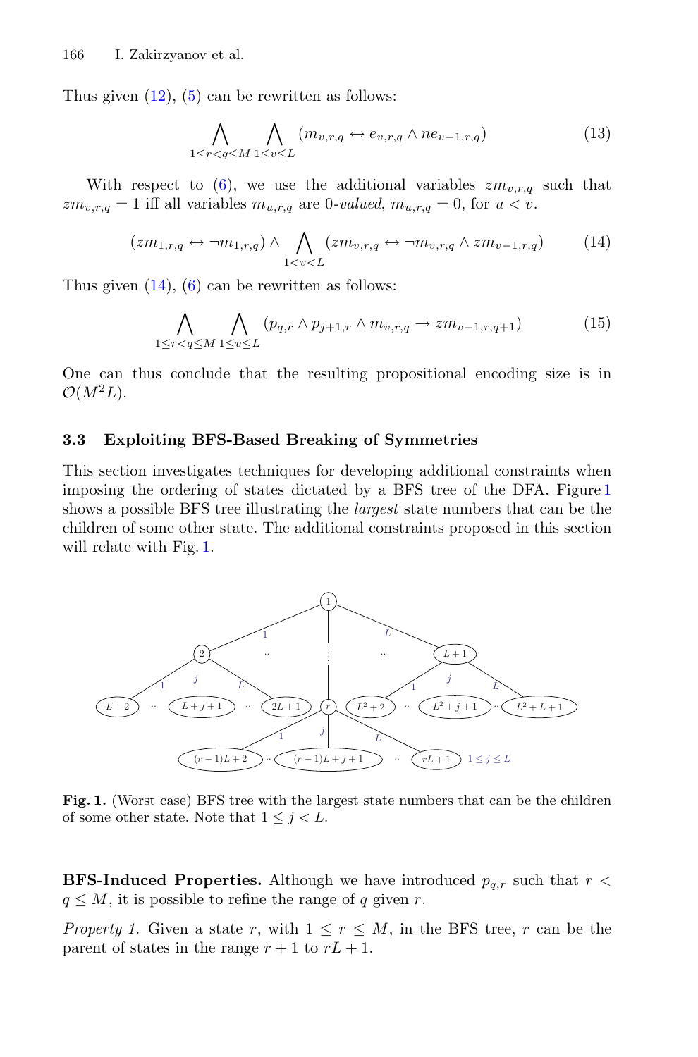Thus given (12), (5) can be rewritten as follows:

$$\bigwedge_{1\le r<q\le M} \bigwedge_{1\le v\le L} (m_{v,r,q} \leftrightarrow e_{v,r,q} \wedge ne_{v-1,r,q}) \tag{13}$$

With respect to (6), we use the additional variables $zm_{v,r,q}$ such that $zm_{v,r,q} = 1$ iff all variables $m_{u,r,q}$ are 0-*valued*, $m_{u,r,q} = 0$, for $u < v$.

$$(zm_{1,r,q} \leftrightarrow \neg m_{1,r,q}) \wedge \bigwedge_{1<v<L} (zm_{v,r,q} \leftrightarrow \neg m_{v,r,q} \wedge zm_{v-1,r,q}) \tag{14}$$

Thus given (14), (6) can be rewritten as follows:

$$\bigwedge_{1\le r<q\le M} \bigwedge_{1\le v\le L} (p_{q,r} \wedge p_{j+1,r} \wedge m_{v,r,q} \rightarrow zm_{v-1,r,q+1}) \tag{15}$$

One can thus conclude that the resulting propositional encoding size is in $\mathcal{O}(M^2L)$.

### 3.3 Exploiting BFS-Based Breaking of Symmetries

This section investigates techniques for developing additional constraints when imposing the ordering of states dictated by a BFS tree of the DFA. Figure 1 shows a possible BFS tree illustrating the *largest* state numbers that can be the children of some other state. The additional constraints proposed in this section will relate with Fig. 1.

**Fig. 1.** (Worst case) BFS tree with the largest state numbers that can be the children of some other state. Note that $1 \le j < L$.

**BFS-Induced Properties.** Although we have introduced $p_{q,r}$ such that $r < q \le M$, it is possible to refine the range of $q$ given $r$.

*Property 1.* Given a state $r$, with $1 \le r \le M$, in the BFS tree, $r$ can be the parent of states in the range $r + 1$ to $rL + 1$.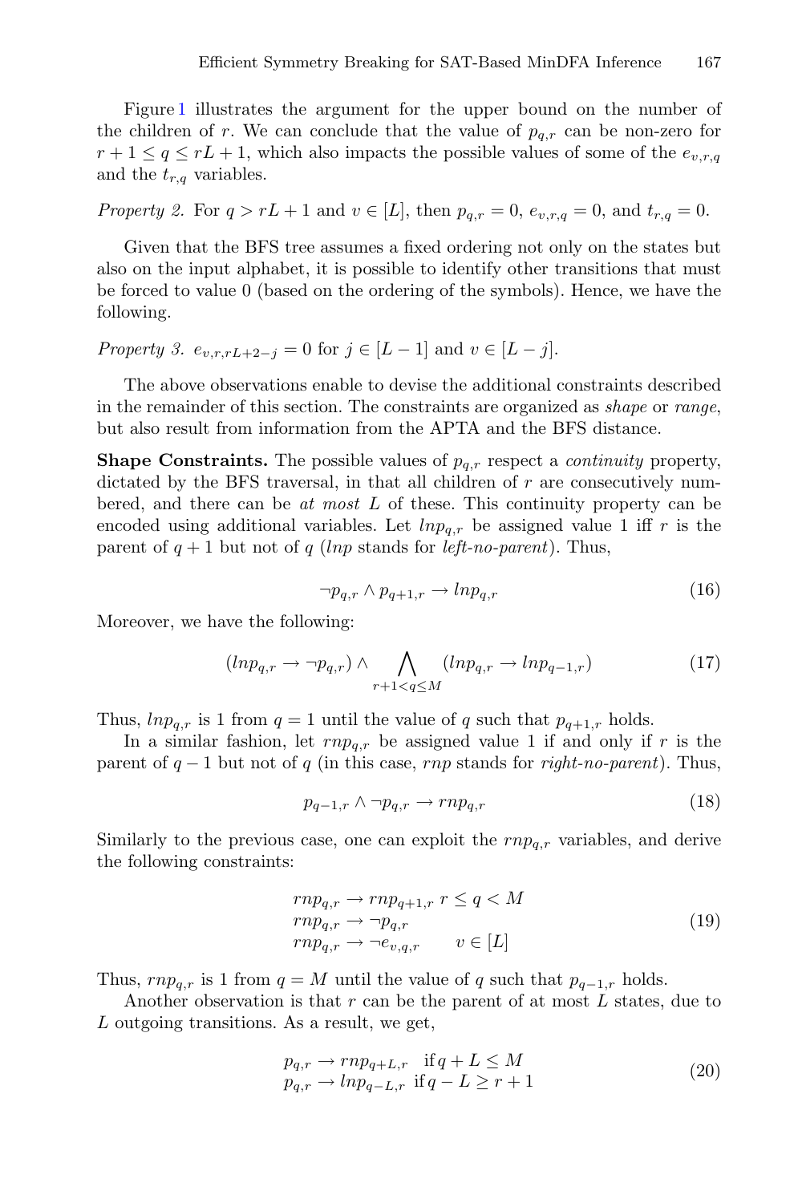Figure 1 illustrates the argument for the upper bound on the number of the children of $r$. We can conclude that the value of $p_{q,r}$ can be non-zero for $r+1 \leq q \leq rL+1$, which also impacts the possible values of some of the $e_{v,r,q}$ and the $t_{r,q}$ variables.

*Property 2.* For $q > rL+1$ and $v \in [L]$, then $p_{q,r} = 0$, $e_{v,r,q} = 0$, and $t_{r,q} = 0$.

Given that the BFS tree assumes a fixed ordering not only on the states but also on the input alphabet, it is possible to identify other transitions that must be forced to value 0 (based on the ordering of the symbols). Hence, we have the following.

*Property 3.* $e_{v,r,rL+2-j} = 0$ for $j \in [L-1]$ and $v \in [L-j]$.

The above observations enable to devise the additional constraints described in the remainder of this section. The constraints are organized as *shape* or *range*, but also result from information from the APTA and the BFS distance.

**Shape Constraints.** The possible values of $p_{q,r}$ respect a *continuity* property, dictated by the BFS traversal, in that all children of $r$ are consecutively numbered, and there can be *at most* $L$ of these. This continuity property can be encoded using additional variables. Let $lnp_{q,r}$ be assigned value 1 iff $r$ is the parent of $q+1$ but not of $q$ ($lnp$ stands for *left-no-parent*). Thus,

$$\neg p_{q,r} \wedge p_{q+1,r} \rightarrow lnp_{q,r} \tag{16}$$

Moreover, we have the following:

$$(lnp_{q,r} \rightarrow \neg p_{q,r}) \wedge \bigwedge_{r+1<q\leq M} (lnp_{q,r} \rightarrow lnp_{q-1,r}) \tag{17}$$

Thus, $lnp_{q,r}$ is 1 from $q=1$ until the value of $q$ such that $p_{q+1,r}$ holds.

In a similar fashion, let $rnp_{q,r}$ be assigned value 1 if and only if $r$ is the parent of $q-1$ but not of $q$ (in this case, $rnp$ stands for *right-no-parent*). Thus,

$$p_{q-1,r} \wedge \neg p_{q,r} \rightarrow rnp_{q,r} \tag{18}$$

Similarly to the previous case, one can exploit the $rnp_{q,r}$ variables, and derive the following constraints:

$$\begin{array}{ll} rnp_{q,r} \rightarrow rnp_{q+1,r} & r \leq q < M \\ rnp_{q,r} \rightarrow \neg p_{q,r} & \\ rnp_{q,r} \rightarrow \neg e_{v,q,r} & v \in [L] \end{array} \tag{19}$$

Thus, $rnp_{q,r}$ is 1 from $q=M$ until the value of $q$ such that $p_{q-1,r}$ holds.

Another observation is that $r$ can be the parent of at most $L$ states, due to $L$ outgoing transitions. As a result, we get,

$$\begin{array}{ll} p_{q,r} \rightarrow rnp_{q+L,r} & \text{if}\, q+L \leq M \\ p_{q,r} \rightarrow lnp_{q-L,r} & \text{if}\, q-L \geq r+1 \end{array} \tag{20}$$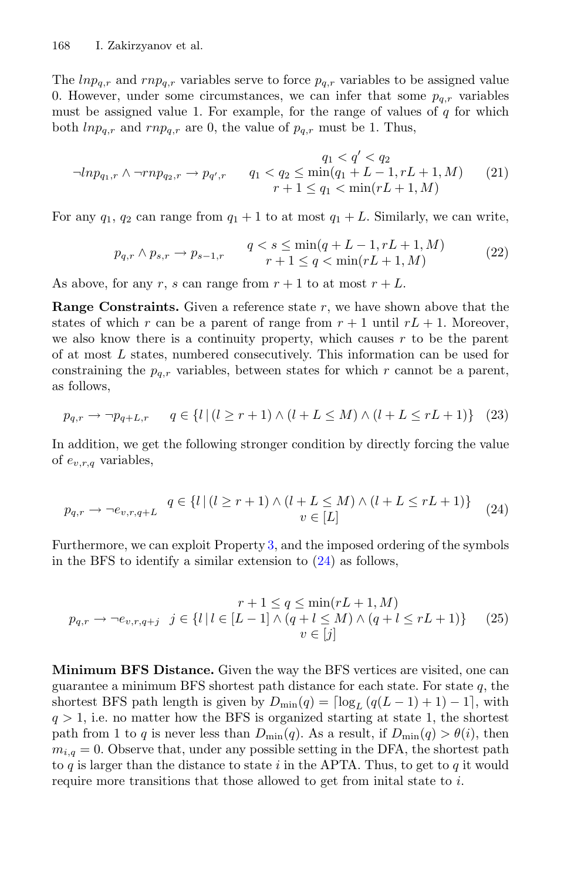The $lnp_{q,r}$ and $rnp_{q,r}$ variables serve to force $p_{q,r}$ variables to be assigned value 0. However, under some circumstances, we can infer that some $p_{q,r}$ variables must be assigned value 1. For example, for the range of values of $q$ for which both $lnp_{q,r}$ and $rnp_{q,r}$ are 0, the value of $p_{q,r}$ must be 1. Thus,

$$\neg lnp_{q_1,r} \land \neg rnp_{q_2,r} \rightarrow p_{q',r} \qquad \begin{array}{c} q_1 < q' < q_2 \\ q_1 < q_2 \leq \min(q_1 + L - 1, rL + 1, M) \\ r + 1 \leq q_1 < \min(rL + 1, M) \end{array} \tag{21}$$

For any $q_1$, $q_2$ can range from $q_1 + 1$ to at most $q_1 + L$. Similarly, we can write,

$$p_{q,r} \land p_{s,r} \rightarrow p_{s-1,r} \qquad \begin{array}{c} q < s \leq \min(q + L - 1, rL + 1, M) \\ r + 1 \leq q < \min(rL + 1, M) \end{array} \tag{22}$$

As above, for any $r$, $s$ can range from $r + 1$ to at most $r + L$.

**Range Constraints.** Given a reference state $r$, we have shown above that the states of which $r$ can be a parent of range from $r + 1$ until $rL + 1$. Moreover, we also know there is a continuity property, which causes $r$ to be the parent of at most $L$ states, numbered consecutively. This information can be used for constraining the $p_{q,r}$ variables, between states for which $r$ cannot be a parent, as follows,

$$p_{q,r} \rightarrow \neg p_{q+L,r} \qquad q \in \{l \,|\, (l \geq r + 1) \land (l + L \leq M) \land (l + L \leq rL + 1)\} \tag{23}$$

In addition, we get the following stronger condition by directly forcing the value of $e_{v,r,q}$ variables,

$$p_{q,r} \rightarrow \neg e_{v,r,q+L} \quad \begin{array}{c} q \in \{l \,|\, (l \geq r + 1) \land (l + L \leq M) \land (l + L \leq rL + 1)\} \\ v \in [L] \end{array} \tag{24}$$

Furthermore, we can exploit Property 3, and the imposed ordering of the symbols in the BFS to identify a similar extension to (24) as follows,

$$p_{q,r} \rightarrow \neg e_{v,r,q+j} \quad \begin{array}{c} r + 1 \leq q \leq \min(rL + 1, M) \\ j \in \{l \,|\, l \in [L - 1] \land (q + l \leq M) \land (q + l \leq rL + 1)\} \\ v \in [j] \end{array} \tag{25}$$

**Minimum BFS Distance.** Given the way the BFS vertices are visited, one can guarantee a minimum BFS shortest path distance for each state. For state $q$, the shortest BFS path length is given by $D_{\min}(q) = \lceil \log_L (q(L - 1) + 1) - 1 \rceil$, with $q > 1$, i.e. no matter how the BFS is organized starting at state 1, the shortest path from 1 to $q$ is never less than $D_{\min}(q)$. As a result, if $D_{\min}(q) > \theta(i)$, then $m_{i,q} = 0$. Observe that, under any possible setting in the DFA, the shortest path to $q$ is larger than the distance to state $i$ in the APTA. Thus, to get to $q$ it would require more transitions that those allowed to get from inital state to $i$.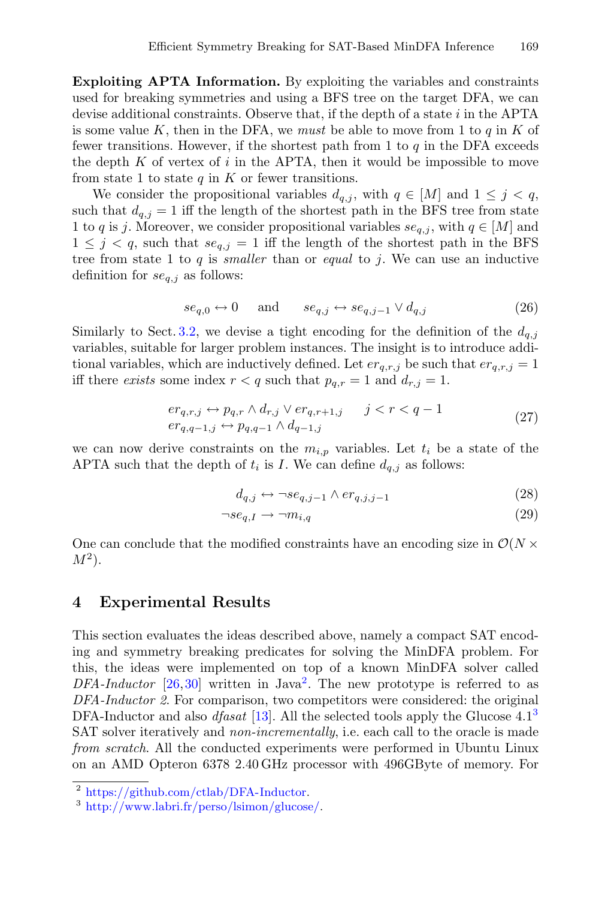**Exploiting APTA Information.** By exploiting the variables and constraints used for breaking symmetries and using a BFS tree on the target DFA, we can devise additional constraints. Observe that, if the depth of a state $i$ in the APTA is some value $K$, then in the DFA, we *must* be able to move from 1 to $q$ in $K$ of fewer transitions. However, if the shortest path from 1 to $q$ in the DFA exceeds the depth $K$ of vertex of $i$ in the APTA, then it would be impossible to move from state 1 to state $q$ in $K$ or fewer transitions.

We consider the propositional variables $d_{q,j}$, with $q \in [M]$ and $1 \leq j < q$, such that $d_{q,j} = 1$ iff the length of the shortest path in the BFS tree from state 1 to $q$ is $j$. Moreover, we consider propositional variables $se_{q,j}$, with $q \in [M]$ and $1 \leq j < q$, such that $se_{q,j} = 1$ iff the length of the shortest path in the BFS tree from state 1 to $q$ is *smaller* than or *equal* to $j$. We can use an inductive definition for $se_{q,j}$ as follows:

$$se_{q,0} \leftrightarrow 0 \quad \text{ and } \quad se_{q,j} \leftrightarrow se_{q,j-1} \vee d_{q,j} \tag{26}$$

Similarly to Sect. 3.2, we devise a tight encoding for the definition of the $d_{q,j}$ variables, suitable for larger problem instances. The insight is to introduce additional variables, which are inductively defined. Let $er_{q,r,j}$ be such that $er_{q,r,j} = 1$ iff there *exists* some index $r < q$ such that $p_{q,r} = 1$ and $d_{r,j} = 1$.

$$\begin{aligned} er_{q,r,j} &\leftrightarrow p_{q,r} \wedge d_{r,j} \vee er_{q,r+1,j} \qquad j < r < q-1 \\ er_{q,q-1,j} &\leftrightarrow p_{q,q-1} \wedge d_{q-1,j} \end{aligned} \tag{27}$$

we can now derive constraints on the $m_{i,p}$ variables. Let $t_i$ be a state of the APTA such that the depth of $t_i$ is $I$. We can define $d_{q,j}$ as follows:

$$d_{q,j} \leftrightarrow \neg se_{q,j-1} \wedge er_{q,j,j-1} \tag{28}$$

$$\neg se_{q,I} \rightarrow \neg m_{i,q} \tag{29}$$

One can conclude that the modified constraints have an encoding size in $\mathcal{O}(N \times M^2)$.

## 4 Experimental Results

This section evaluates the ideas described above, namely a compact SAT encoding and symmetry breaking predicates for solving the MinDFA problem. For this, the ideas were implemented on top of a known MinDFA solver called *DFA-Inductor* [26,30] written in Java[2]. The new prototype is referred to as *DFA-Inductor 2*. For comparison, two competitors were considered: the original DFA-Inductor and also *dfasat* [13]. All the selected tools apply the Glucose 4.1[3] SAT solver iteratively and *non-incrementally*, i.e. each call to the oracle is made *from scratch*. All the conducted experiments were performed in Ubuntu Linux on an AMD Opteron 6378 2.40 GHz processor with 496GByte of memory. For

[2] https://github.com/ctlab/DFA-Inductor.

[3] http://www.labri.fr/perso/lsimon/glucose/.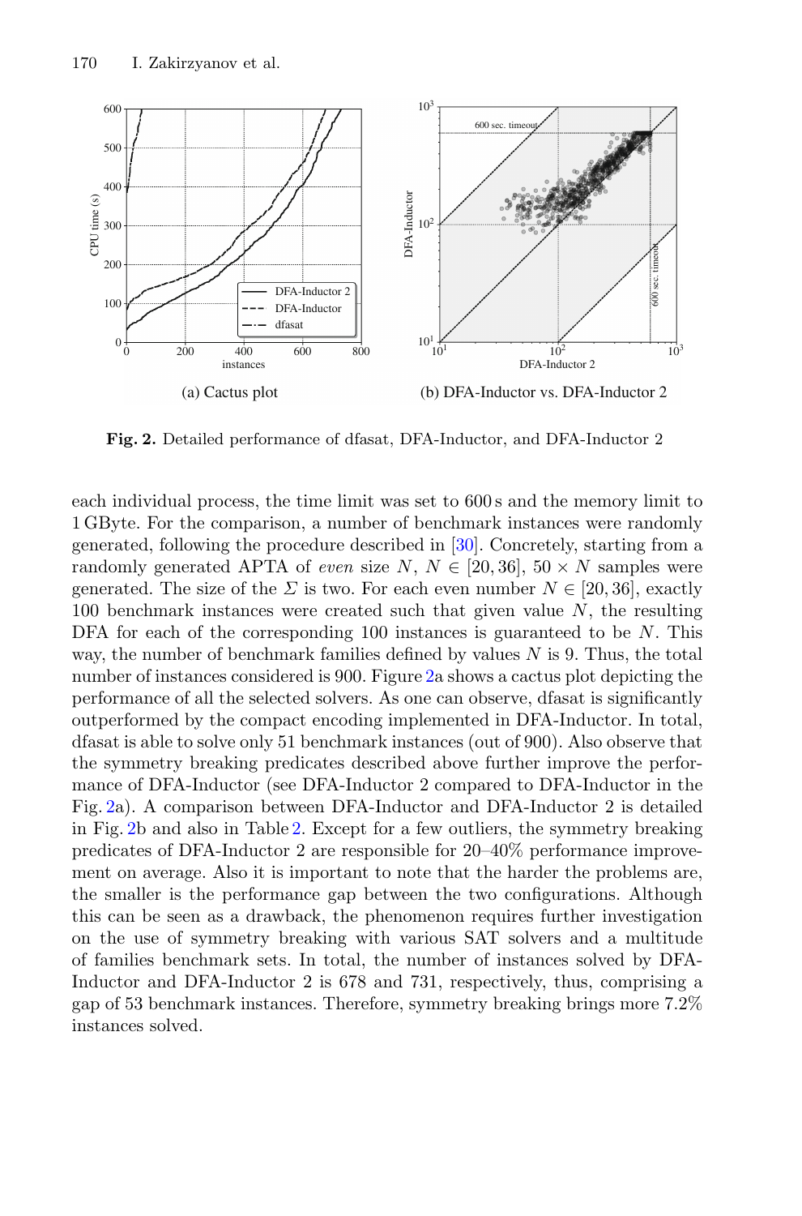(a) Cactus plot

(b) DFA-Inductor vs. DFA-Inductor 2

**Fig. 2.** Detailed performance of dfasat, DFA-Inductor, and DFA-Inductor 2

each individual process, the time limit was set to 600 s and the memory limit to 1 GByte. For the comparison, a number of benchmark instances were randomly generated, following the procedure described in [30]. Concretely, starting from a randomly generated APTA of *even* size $N$, $N \in [20, 36]$, $50 \times N$ samples were generated. The size of the $\Sigma$ is two. For each even number $N \in [20, 36]$, exactly 100 benchmark instances were created such that given value $N$, the resulting DFA for each of the corresponding 100 instances is guaranteed to be $N$. This way, the number of benchmark families defined by values $N$ is 9. Thus, the total number of instances considered is 900. Figure 2a shows a cactus plot depicting the performance of all the selected solvers. As one can observe, dfasat is significantly outperformed by the compact encoding implemented in DFA-Inductor. In total, dfasat is able to solve only 51 benchmark instances (out of 900). Also observe that the symmetry breaking predicates described above further improve the performance of DFA-Inductor (see DFA-Inductor 2 compared to DFA-Inductor in the Fig. 2a). A comparison between DFA-Inductor and DFA-Inductor 2 is detailed in Fig. 2b and also in Table 2. Except for a few outliers, the symmetry breaking predicates of DFA-Inductor 2 are responsible for 20–40% performance improvement on average. Also it is important to note that the harder the problems are, the smaller is the performance gap between the two configurations. Although this can be seen as a drawback, the phenomenon requires further investigation on the use of symmetry breaking with various SAT solvers and a multitude of families benchmark sets. In total, the number of instances solved by DFA-Inductor and DFA-Inductor 2 is 678 and 731, respectively, thus, comprising a gap of 53 benchmark instances. Therefore, symmetry breaking brings more 7.2% instances solved.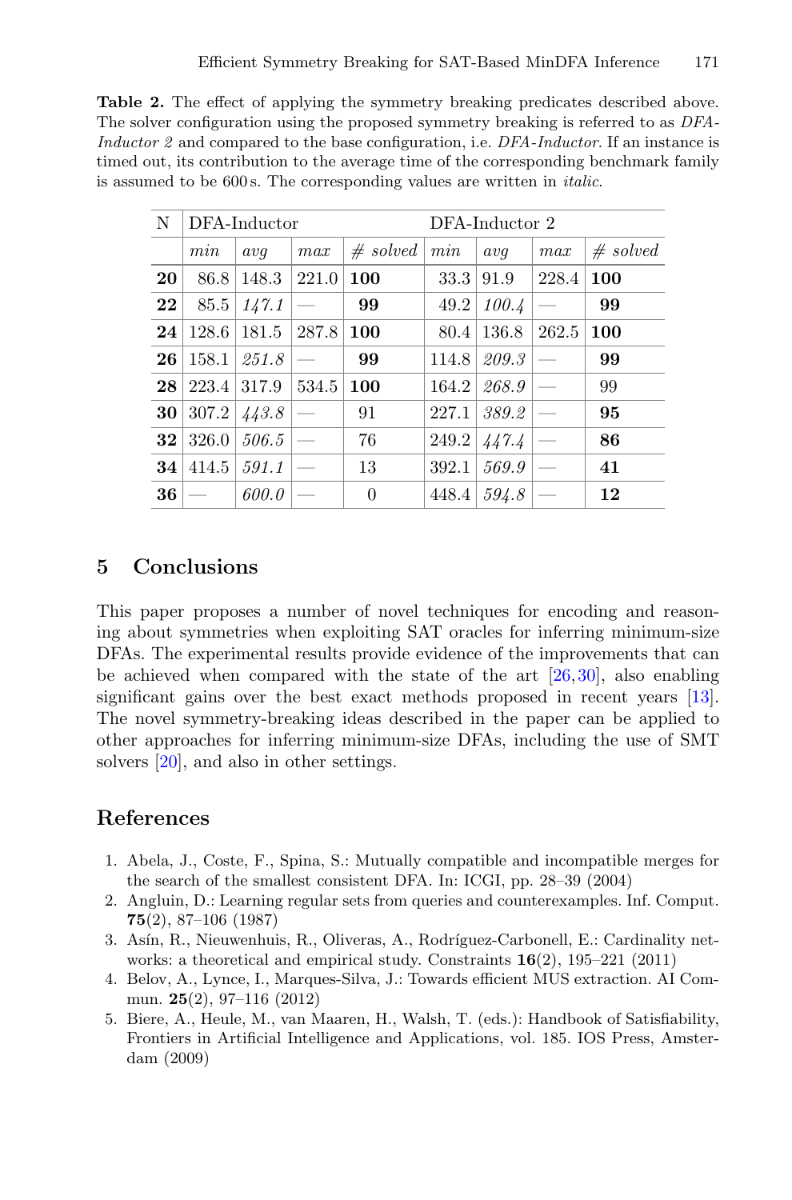**Table 2.** The effect of applying the symmetry breaking predicates described above. The solver configuration using the proposed symmetry breaking is referred to as *DFA-Inductor 2* and compared to the base configuration, i.e. *DFA-Inductor*. If an instance is timed out, its contribution to the average time of the corresponding benchmark family is assumed to be 600 s. The corresponding values are written in *italic*.

| N | DFA-Inductor | | | | DFA-Inductor 2 | | | |
|---|---|---|---|---|---|---|---|---|
| | *min* | *avg* | *max* | *# solved* | *min* | *avg* | *max* | *# solved* |
| **20** | 86.8 | 148.3 | 221.0 | **100** | 33.3 | 91.9 | 228.4 | **100** |
| **22** | 85.5 | *147.1* | — | **99** | 49.2 | *100.4* | — | **99** |
| **24** | 128.6 | 181.5 | 287.8 | **100** | 80.4 | 136.8 | 262.5 | **100** |
| **26** | 158.1 | *251.8* | — | **99** | 114.8 | *209.3* | — | **99** |
| **28** | 223.4 | 317.9 | 534.5 | **100** | 164.2 | *268.9* | — | 99 |
| **30** | 307.2 | *443.8* | — | 91 | 227.1 | *389.2* | — | **95** |
| **32** | 326.0 | *506.5* | — | 76 | 249.2 | *447.4* | — | **86** |
| **34** | 414.5 | *591.1* | — | 13 | 392.1 | *569.9* | — | **41** |
| **36** | — | *600.0* | — | 0 | 448.4 | *594.8* | — | **12** |

## 5 Conclusions

This paper proposes a number of novel techniques for encoding and reasoning about symmetries when exploiting SAT oracles for inferring minimum-size DFAs. The experimental results provide evidence of the improvements that can be achieved when compared with the state of the art [26,30], also enabling significant gains over the best exact methods proposed in recent years [13]. The novel symmetry-breaking ideas described in the paper can be applied to other approaches for inferring minimum-size DFAs, including the use of SMT solvers [20], and also in other settings.

## References

1. Abela, J., Coste, F., Spina, S.: Mutually compatible and incompatible merges for the search of the smallest consistent DFA. In: ICGI, pp. 28–39 (2004)
2. Angluin, D.: Learning regular sets from queries and counterexamples. Inf. Comput. **75**(2), 87–106 (1987)
3. Asín, R., Nieuwenhuis, R., Oliveras, A., Rodríguez-Carbonell, E.: Cardinality networks: a theoretical and empirical study. Constraints **16**(2), 195–221 (2011)
4. Belov, A., Lynce, I., Marques-Silva, J.: Towards efficient MUS extraction. AI Commun. **25**(2), 97–116 (2012)
5. Biere, A., Heule, M., van Maaren, H., Walsh, T. (eds.): Handbook of Satisfiability, Frontiers in Artificial Intelligence and Applications, vol. 185. IOS Press, Amsterdam (2009)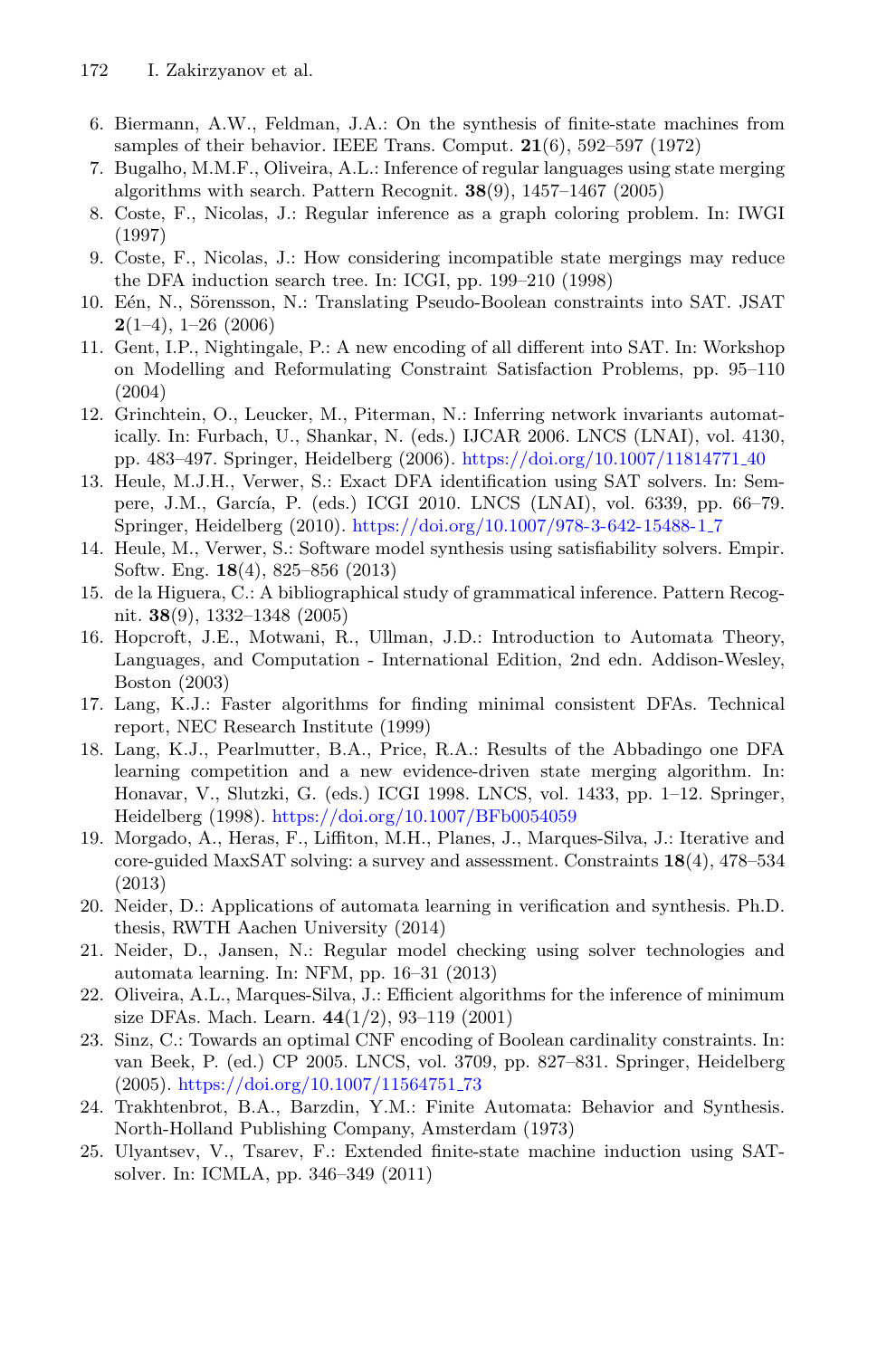6. Biermann, A.W., Feldman, J.A.: On the synthesis of finite-state machines from samples of their behavior. IEEE Trans. Comput. **21**(6), 592–597 (1972)
7. Bugalho, M.M.F., Oliveira, A.L.: Inference of regular languages using state merging algorithms with search. Pattern Recognit. **38**(9), 1457–1467 (2005)
8. Coste, F., Nicolas, J.: Regular inference as a graph coloring problem. In: IWGI (1997)
9. Coste, F., Nicolas, J.: How considering incompatible state mergings may reduce the DFA induction search tree. In: ICGI, pp. 199–210 (1998)
10. Eén, N., Sörensson, N.: Translating Pseudo-Boolean constraints into SAT. JSAT **2**(1–4), 1–26 (2006)
11. Gent, I.P., Nightingale, P.: A new encoding of all different into SAT. In: Workshop on Modelling and Reformulating Constraint Satisfaction Problems, pp. 95–110 (2004)
12. Grinchtein, O., Leucker, M., Piterman, N.: Inferring network invariants automatically. In: Furbach, U., Shankar, N. (eds.) IJCAR 2006. LNCS (LNAI), vol. 4130, pp. 483–497. Springer, Heidelberg (2006). https://doi.org/10.1007/11814771_40
13. Heule, M.J.H., Verwer, S.: Exact DFA identification using SAT solvers. In: Sempere, J.M., García, P. (eds.) ICGI 2010. LNCS (LNAI), vol. 6339, pp. 66–79. Springer, Heidelberg (2010). https://doi.org/10.1007/978-3-642-15488-1_7
14. Heule, M., Verwer, S.: Software model synthesis using satisfiability solvers. Empir. Softw. Eng. **18**(4), 825–856 (2013)
15. de la Higuera, C.: A bibliographical study of grammatical inference. Pattern Recognit. **38**(9), 1332–1348 (2005)
16. Hopcroft, J.E., Motwani, R., Ullman, J.D.: Introduction to Automata Theory, Languages, and Computation - International Edition, 2nd edn. Addison-Wesley, Boston (2003)
17. Lang, K.J.: Faster algorithms for finding minimal consistent DFAs. Technical report, NEC Research Institute (1999)
18. Lang, K.J., Pearlmutter, B.A., Price, R.A.: Results of the Abbadingo one DFA learning competition and a new evidence-driven state merging algorithm. In: Honavar, V., Slutzki, G. (eds.) ICGI 1998. LNCS, vol. 1433, pp. 1–12. Springer, Heidelberg (1998). https://doi.org/10.1007/BFb0054059
19. Morgado, A., Heras, F., Liffiton, M.H., Planes, J., Marques-Silva, J.: Iterative and core-guided MaxSAT solving: a survey and assessment. Constraints **18**(4), 478–534 (2013)
20. Neider, D.: Applications of automata learning in verification and synthesis. Ph.D. thesis, RWTH Aachen University (2014)
21. Neider, D., Jansen, N.: Regular model checking using solver technologies and automata learning. In: NFM, pp. 16–31 (2013)
22. Oliveira, A.L., Marques-Silva, J.: Efficient algorithms for the inference of minimum size DFAs. Mach. Learn. **44**(1/2), 93–119 (2001)
23. Sinz, C.: Towards an optimal CNF encoding of Boolean cardinality constraints. In: van Beek, P. (ed.) CP 2005. LNCS, vol. 3709, pp. 827–831. Springer, Heidelberg (2005). https://doi.org/10.1007/11564751_73
24. Trakhtenbrot, B.A., Barzdin, Y.M.: Finite Automata: Behavior and Synthesis. North-Holland Publishing Company, Amsterdam (1973)
25. Ulyantsev, V., Tsarev, F.: Extended finite-state machine induction using SAT-solver. In: ICMLA, pp. 346–349 (2011)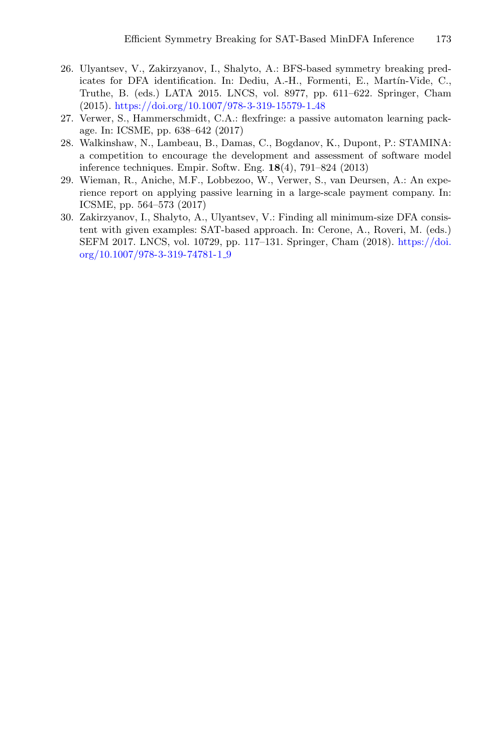26. Ulyantsev, V., Zakirzyanov, I., Shalyto, A.: BFS-based symmetry breaking predicates for DFA identification. In: Dediu, A.-H., Formenti, E., Martín-Vide, C., Truthe, B. (eds.) LATA 2015. LNCS, vol. 8977, pp. 611–622. Springer, Cham (2015). https://doi.org/10.1007/978-3-319-15579-1_48
27. Verwer, S., Hammerschmidt, C.A.: flexfringe: a passive automaton learning package. In: ICSME, pp. 638–642 (2017)
28. Walkinshaw, N., Lambeau, B., Damas, C., Bogdanov, K., Dupont, P.: STAMINA: a competition to encourage the development and assessment of software model inference techniques. Empir. Softw. Eng. **18**(4), 791–824 (2013)
29. Wieman, R., Aniche, M.F., Lobbezoo, W., Verwer, S., van Deursen, A.: An experience report on applying passive learning in a large-scale payment company. In: ICSME, pp. 564–573 (2017)
30. Zakirzyanov, I., Shalyto, A., Ulyantsev, V.: Finding all minimum-size DFA consistent with given examples: SAT-based approach. In: Cerone, A., Roveri, M. (eds.) SEFM 2017. LNCS, vol. 10729, pp. 117–131. Springer, Cham (2018). https://doi.org/10.1007/978-3-319-74781-1_9